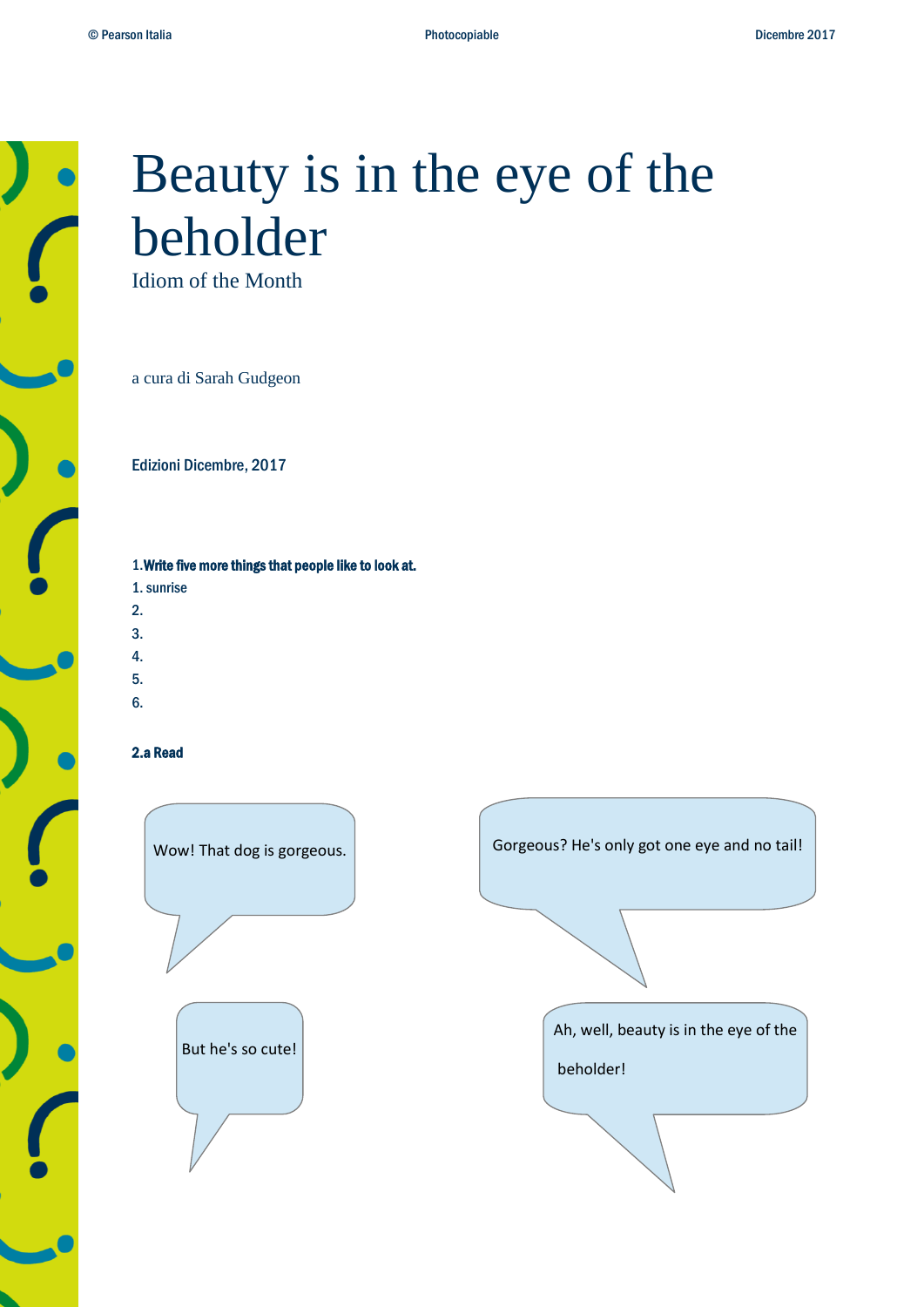# Beauty is in the eye of the beholder

Idiom of the Month

a cura di Sarah Gudgeon

Edizioni Dicembre, 2017

**1. Write five more things that people like to look at.**

1. sunrise
2.
3.
4.
5.
6.

**2.a Read**

Wow! That dog is gorgeous.

Gorgeous? He's only got one eye and no tail!

But he's so cute!

Ah, well, beauty is in the eye of the beholder!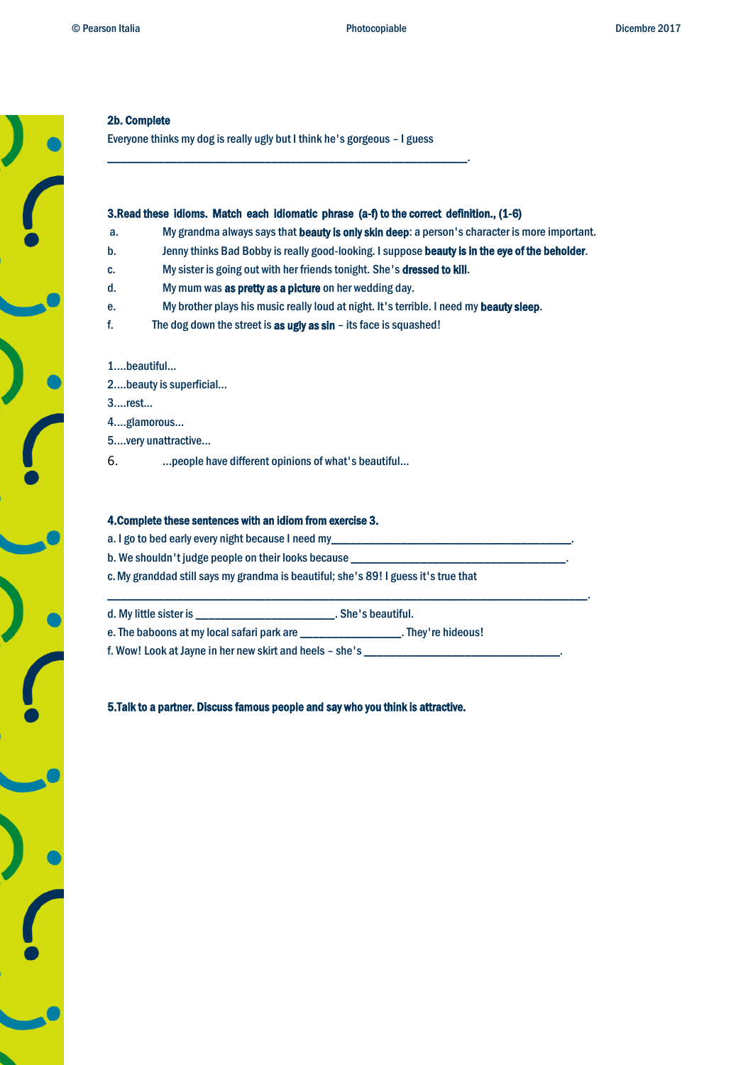**2b. Complete**

Everyone thinks my dog is really ugly but I think he's gorgeous – I guess

____________________________________________________________.

**3.Read these idioms. Match each idiomatic phrase (a-f) to the correct definition., (1-6)**

a. My grandma always says that **beauty is only skin deep**: a person's character is more important.

b. Jenny thinks Bad Bobby is really good-looking. I suppose **beauty is in the eye of the beholder**.

c. My sister is going out with her friends tonight. She's **dressed to kill**.

d. My mum was **as pretty as a picture** on her wedding day.

e. My brother plays his music really loud at night. It's terrible. I need my **beauty sleep**.

f. The dog down the street is **as ugly as sin** – its face is squashed!

1....beautiful...

2....beauty is superficial...

3....rest...

4....glamorous...

5....very unattractive...

6. ...people have different opinions of what's beautiful...

**4.Complete these sentences with an idiom from exercise 3.**

a. I go to bed early every night because I need my________________________________________.

b. We shouldn't judge people on their looks because ____________________________________.

c. My granddad still says my grandma is beautiful; she's 89! I guess it's true that

________________________________________________________________________________.

d. My little sister is _______________________. She's beautiful.

e. The baboons at my local safari park are ________________. They're hideous!

f. Wow! Look at Jayne in her new skirt and heels – she's _________________________________.

**5.Talk to a partner. Discuss famous people and say who you think is attractive.**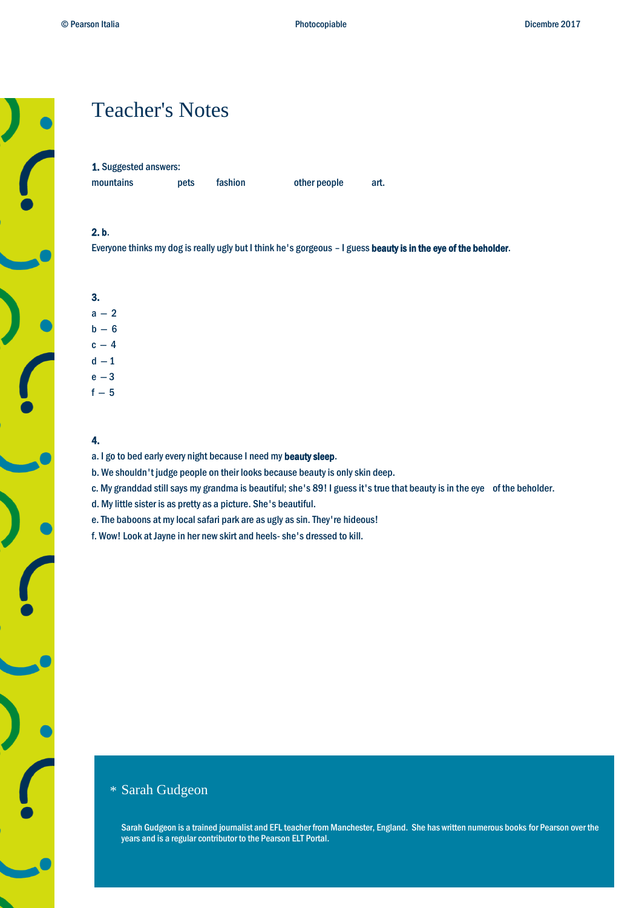# Teacher's Notes

**1.** Suggested answers:

mountains pets fashion other people art.

**2. b.**

Everyone thinks my dog is really ugly but I think he's gorgeous – I guess **beauty is in the eye of the beholder**.

**3.**

a – 2
b – 6
c – 4
d – 1
e – 3
f – 5

**4.**

a. I go to bed early every night because I need my **beauty sleep**.
b. We shouldn't judge people on their looks because beauty is only skin deep.
c. My granddad still says my grandma is beautiful; she's 89! I guess it's true that beauty is in the eye of the beholder.
d. My little sister is as pretty as a picture. She's beautiful.
e. The baboons at my local safari park are as ugly as sin. They're hideous!
f. Wow! Look at Jayne in her new skirt and heels- she's dressed to kill.

* Sarah Gudgeon

Sarah Gudgeon is a trained journalist and EFL teacher from Manchester, England. She has written numerous books for Pearson over the years and is a regular contributor to the Pearson ELT Portal.